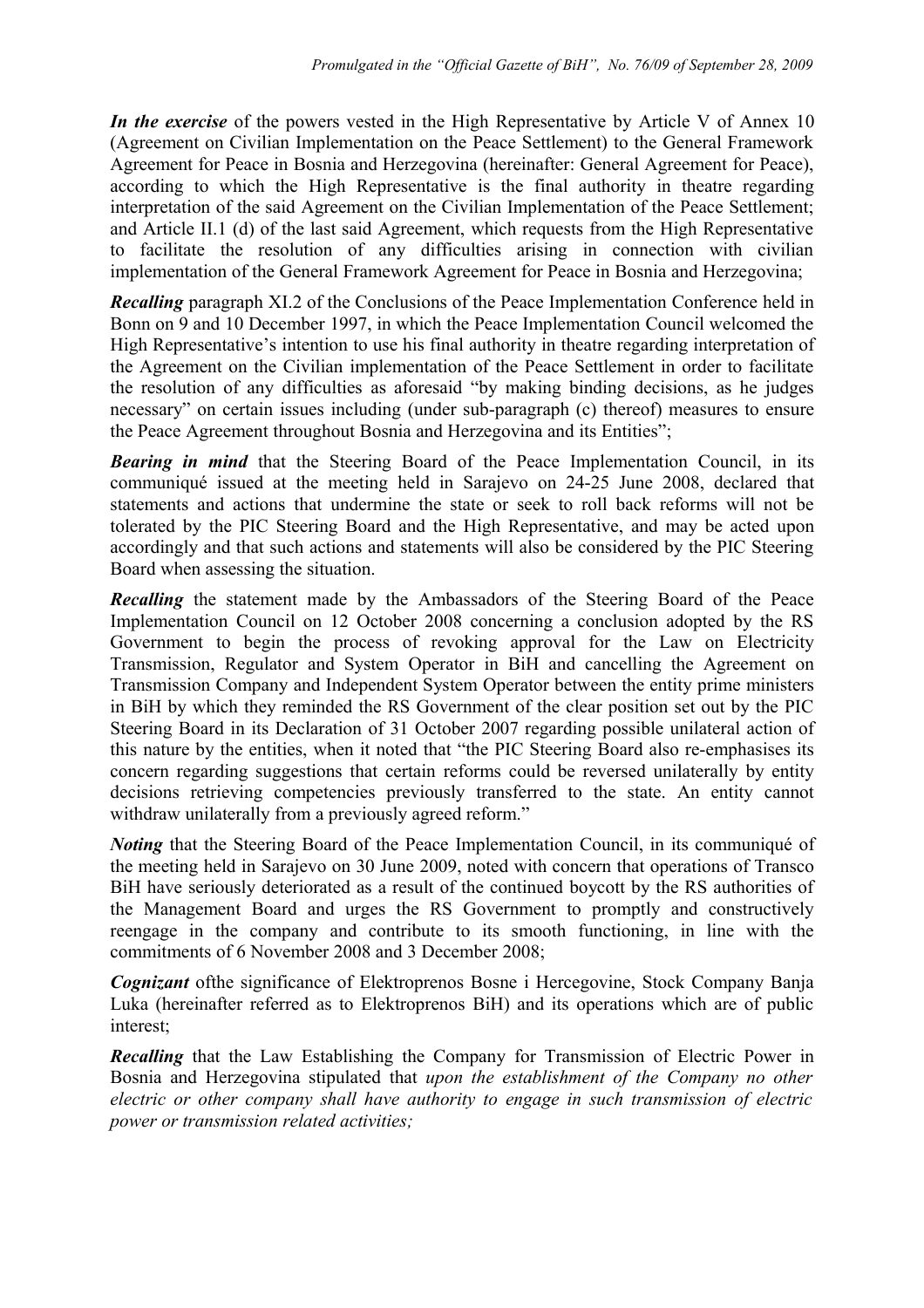*Promulgated in the "Official Gazette of BiH", No. 76/09 of September 28, 2009*

***In the exercise*** of the powers vested in the High Representative by Article V of Annex 10 (Agreement on Civilian Implementation on the Peace Settlement) to the General Framework Agreement for Peace in Bosnia and Herzegovina (hereinafter: General Agreement for Peace), according to which the High Representative is the final authority in theatre regarding interpretation of the said Agreement on the Civilian Implementation of the Peace Settlement; and Article II.1 (d) of the last said Agreement, which requests from the High Representative to facilitate the resolution of any difficulties arising in connection with civilian implementation of the General Framework Agreement for Peace in Bosnia and Herzegovina;

***Recalling*** paragraph XI.2 of the Conclusions of the Peace Implementation Conference held in Bonn on 9 and 10 December 1997, in which the Peace Implementation Council welcomed the High Representative's intention to use his final authority in theatre regarding interpretation of the Agreement on the Civilian implementation of the Peace Settlement in order to facilitate the resolution of any difficulties as aforesaid "by making binding decisions, as he judges necessary" on certain issues including (under sub-paragraph (c) thereof) measures to ensure the Peace Agreement throughout Bosnia and Herzegovina and its Entities";

***Bearing in mind*** that the Steering Board of the Peace Implementation Council, in its communiqué issued at the meeting held in Sarajevo on 24-25 June 2008, declared that statements and actions that undermine the state or seek to roll back reforms will not be tolerated by the PIC Steering Board and the High Representative, and may be acted upon accordingly and that such actions and statements will also be considered by the PIC Steering Board when assessing the situation.

***Recalling*** the statement made by the Ambassadors of the Steering Board of the Peace Implementation Council on 12 October 2008 concerning a conclusion adopted by the RS Government to begin the process of revoking approval for the Law on Electricity Transmission, Regulator and System Operator in BiH and cancelling the Agreement on Transmission Company and Independent System Operator between the entity prime ministers in BiH by which they reminded the RS Government of the clear position set out by the PIC Steering Board in its Declaration of 31 October 2007 regarding possible unilateral action of this nature by the entities, when it noted that "the PIC Steering Board also re-emphasises its concern regarding suggestions that certain reforms could be reversed unilaterally by entity decisions retrieving competencies previously transferred to the state. An entity cannot withdraw unilaterally from a previously agreed reform."

***Noting*** that the Steering Board of the Peace Implementation Council, in its communiqué of the meeting held in Sarajevo on 30 June 2009, noted with concern that operations of Transco BiH have seriously deteriorated as a result of the continued boycott by the RS authorities of the Management Board and urges the RS Government to promptly and constructively reengage in the company and contribute to its smooth functioning, in line with the commitments of 6 November 2008 and 3 December 2008;

***Cognizant*** ofthe significance of Elektroprenos Bosne i Hercegovine, Stock Company Banja Luka (hereinafter referred as to Elektroprenos BiH) and its operations which are of public interest;

***Recalling*** that the Law Establishing the Company for Transmission of Electric Power in Bosnia and Herzegovina stipulated that *upon the establishment of the Company no other electric or other company shall have authority to engage in such transmission of electric power or transmission related activities;*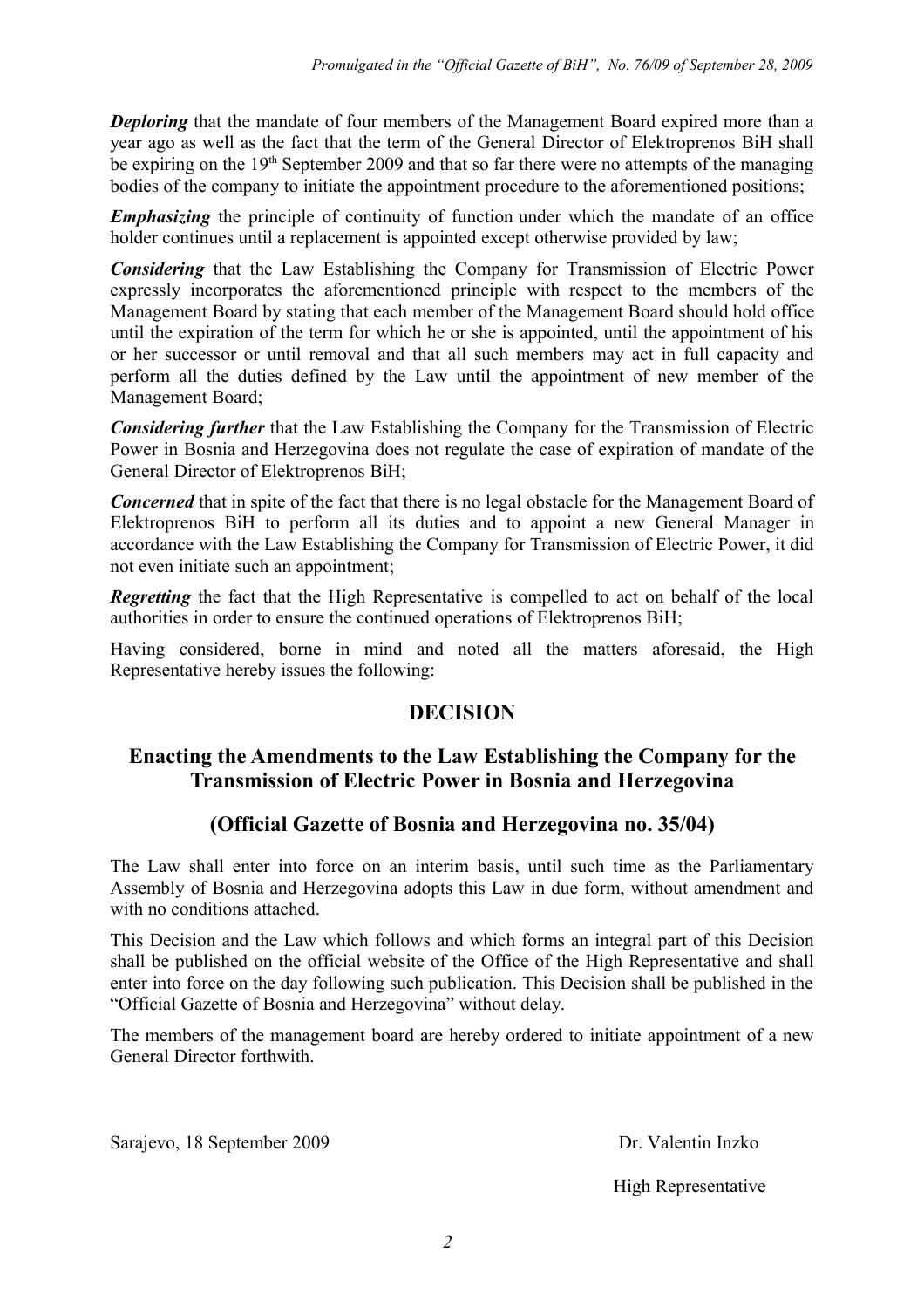***Deploring*** that the mandate of four members of the Management Board expired more than a year ago as well as the fact that the term of the General Director of Elektroprenos BiH shall be expiring on the 19th September 2009 and that so far there were no attempts of the managing bodies of the company to initiate the appointment procedure to the aforementioned positions;

***Emphasizing*** the principle of continuity of function under which the mandate of an office holder continues until a replacement is appointed except otherwise provided by law;

***Considering*** that the Law Establishing the Company for Transmission of Electric Power expressly incorporates the aforementioned principle with respect to the members of the Management Board by stating that each member of the Management Board should hold office until the expiration of the term for which he or she is appointed, until the appointment of his or her successor or until removal and that all such members may act in full capacity and perform all the duties defined by the Law until the appointment of new member of the Management Board;

***Considering further*** that the Law Establishing the Company for the Transmission of Electric Power in Bosnia and Herzegovina does not regulate the case of expiration of mandate of the General Director of Elektroprenos BiH;

***Concerned*** that in spite of the fact that there is no legal obstacle for the Management Board of Elektroprenos BiH to perform all its duties and to appoint a new General Manager in accordance with the Law Establishing the Company for Transmission of Electric Power, it did not even initiate such an appointment;

***Regretting*** the fact that the High Representative is compelled to act on behalf of the local authorities in order to ensure the continued operations of Elektroprenos BiH;

Having considered, borne in mind and noted all the matters aforesaid, the High Representative hereby issues the following:

## DECISION

## Enacting the Amendments to the Law Establishing the Company for the Transmission of Electric Power in Bosnia and Herzegovina

## (Official Gazette of Bosnia and Herzegovina no. 35/04)

The Law shall enter into force on an interim basis, until such time as the Parliamentary Assembly of Bosnia and Herzegovina adopts this Law in due form, without amendment and with no conditions attached.

This Decision and the Law which follows and which forms an integral part of this Decision shall be published on the official website of the Office of the High Representative and shall enter into force on the day following such publication. This Decision shall be published in the "Official Gazette of Bosnia and Herzegovina" without delay.

The members of the management board are hereby ordered to initiate appointment of a new General Director forthwith.

Sarajevo, 18 September 2009

Dr. Valentin Inzko

High Representative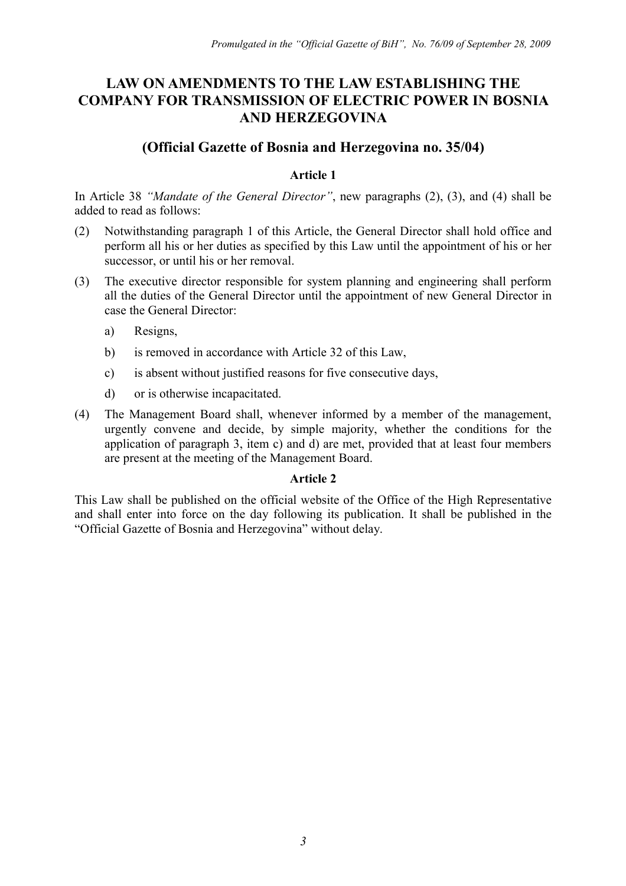*Promulgated in the "Official Gazette of BiH", No. 76/09 of September 28, 2009*

# LAW ON AMENDMENTS TO THE LAW ESTABLISHING THE COMPANY FOR TRANSMISSION OF ELECTRIC POWER IN BOSNIA AND HERZEGOVINA

## (Official Gazette of Bosnia and Herzegovina no. 35/04)

### Article 1

In Article 38 *"Mandate of the General Director"*, new paragraphs (2), (3), and (4) shall be added to read as follows:

(2) Notwithstanding paragraph 1 of this Article, the General Director shall hold office and perform all his or her duties as specified by this Law until the appointment of his or her successor, or until his or her removal.

(3) The executive director responsible for system planning and engineering shall perform all the duties of the General Director until the appointment of new General Director in case the General Director:

a) Resigns,

b) is removed in accordance with Article 32 of this Law,

c) is absent without justified reasons for five consecutive days,

d) or is otherwise incapacitated.

(4) The Management Board shall, whenever informed by a member of the management, urgently convene and decide, by simple majority, whether the conditions for the application of paragraph 3, item c) and d) are met, provided that at least four members are present at the meeting of the Management Board.

### Article 2

This Law shall be published on the official website of the Office of the High Representative and shall enter into force on the day following its publication. It shall be published in the "Official Gazette of Bosnia and Herzegovina" without delay.